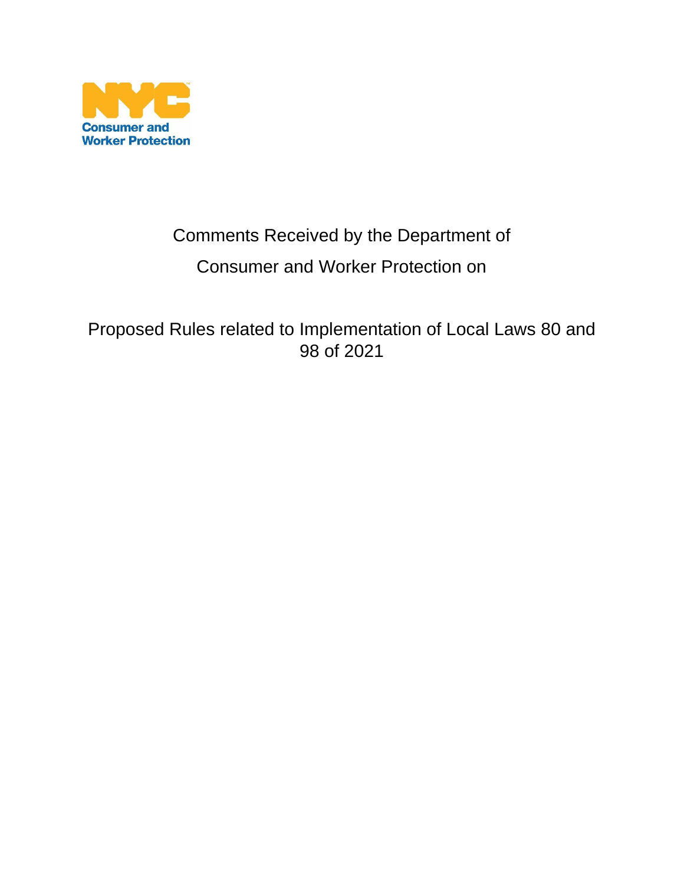NYC Consumer and Worker Protection

# Comments Received by the Department of Consumer and Worker Protection on

## Proposed Rules related to Implementation of Local Laws 80 and 98 of 2021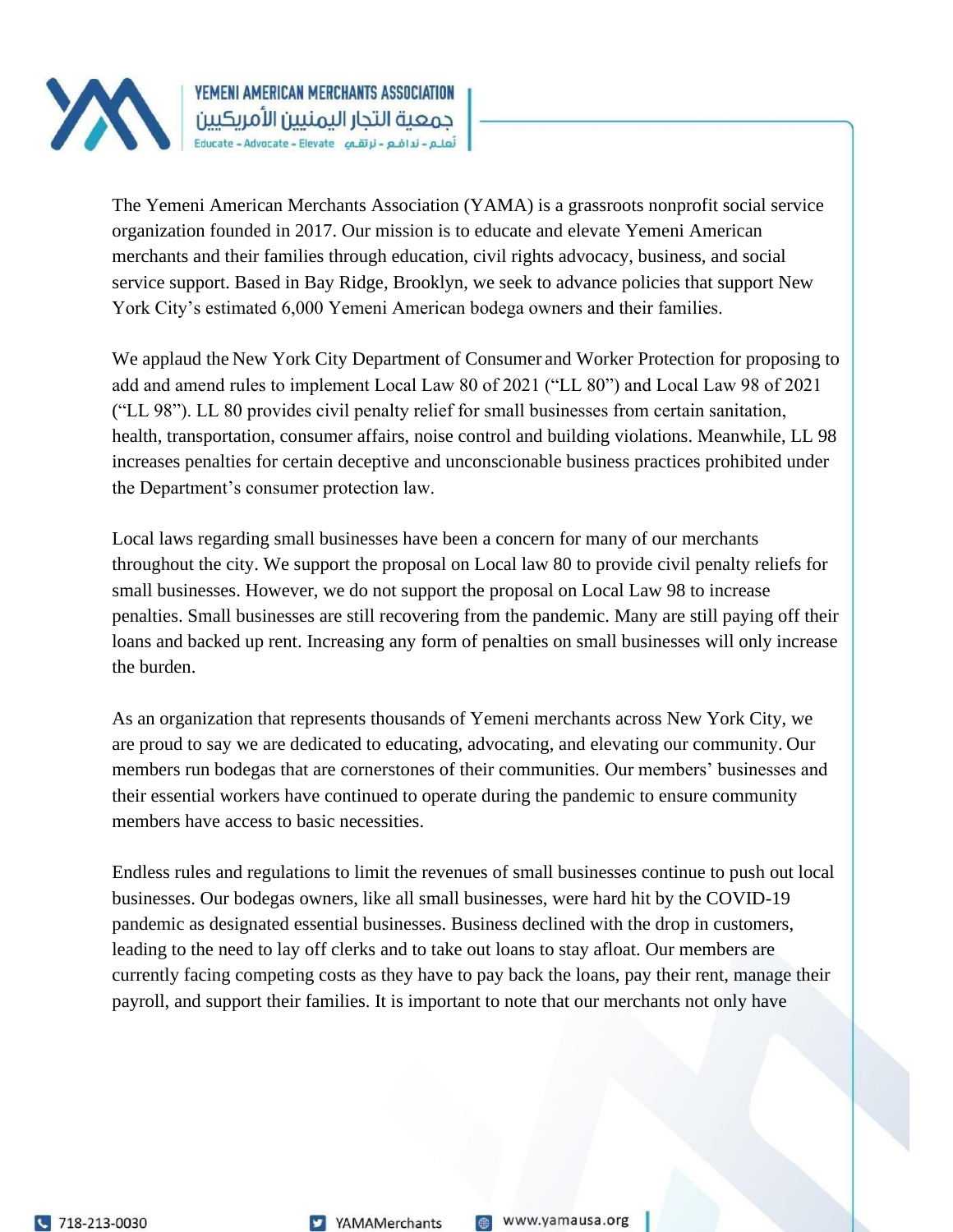The Yemeni American Merchants Association (YAMA) is a grassroots nonprofit social service organization founded in 2017. Our mission is to educate and elevate Yemeni American merchants and their families through education, civil rights advocacy, business, and social service support. Based in Bay Ridge, Brooklyn, we seek to advance policies that support New York City's estimated 6,000 Yemeni American bodega owners and their families.

We applaud the New York City Department of Consumer and Worker Protection for proposing to add and amend rules to implement Local Law 80 of 2021 ("LL 80") and Local Law 98 of 2021 ("LL 98"). LL 80 provides civil penalty relief for small businesses from certain sanitation, health, transportation, consumer affairs, noise control and building violations. Meanwhile, LL 98 increases penalties for certain deceptive and unconscionable business practices prohibited under the Department's consumer protection law.

Local laws regarding small businesses have been a concern for many of our merchants throughout the city. We support the proposal on Local law 80 to provide civil penalty reliefs for small businesses. However, we do not support the proposal on Local Law 98 to increase penalties. Small businesses are still recovering from the pandemic. Many are still paying off their loans and backed up rent. Increasing any form of penalties on small businesses will only increase the burden.

As an organization that represents thousands of Yemeni merchants across New York City, we are proud to say we are dedicated to educating, advocating, and elevating our community. Our members run bodegas that are cornerstones of their communities. Our members' businesses and their essential workers have continued to operate during the pandemic to ensure community members have access to basic necessities.

Endless rules and regulations to limit the revenues of small businesses continue to push out local businesses. Our bodegas owners, like all small businesses, were hard hit by the COVID-19 pandemic as designated essential businesses. Business declined with the drop in customers, leading to the need to lay off clerks and to take out loans to stay afloat. Our members are currently facing competing costs as they have to pay back the loans, pay their rent, manage their payroll, and support their families. It is important to note that our merchants not only have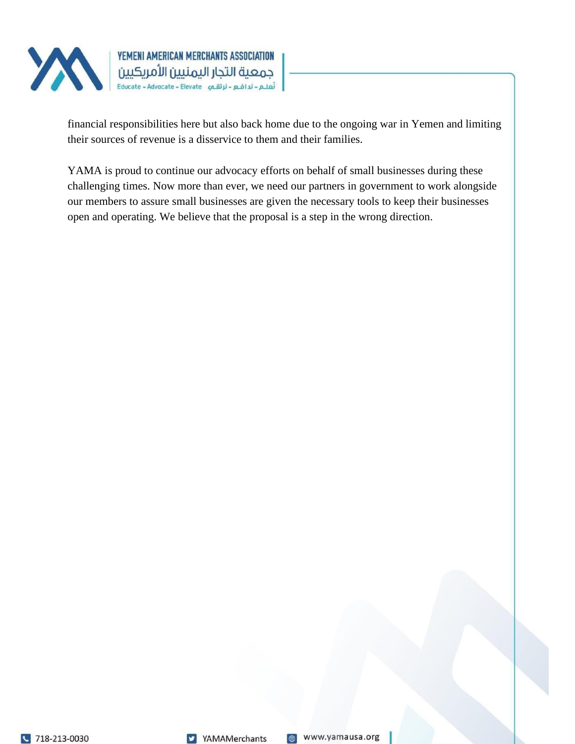financial responsibilities here but also back home due to the ongoing war in Yemen and limiting their sources of revenue is a disservice to them and their families.

YAMA is proud to continue our advocacy efforts on behalf of small businesses during these challenging times. Now more than ever, we need our partners in government to work alongside our members to assure small businesses are given the necessary tools to keep their businesses open and operating. We believe that the proposal is a step in the wrong direction.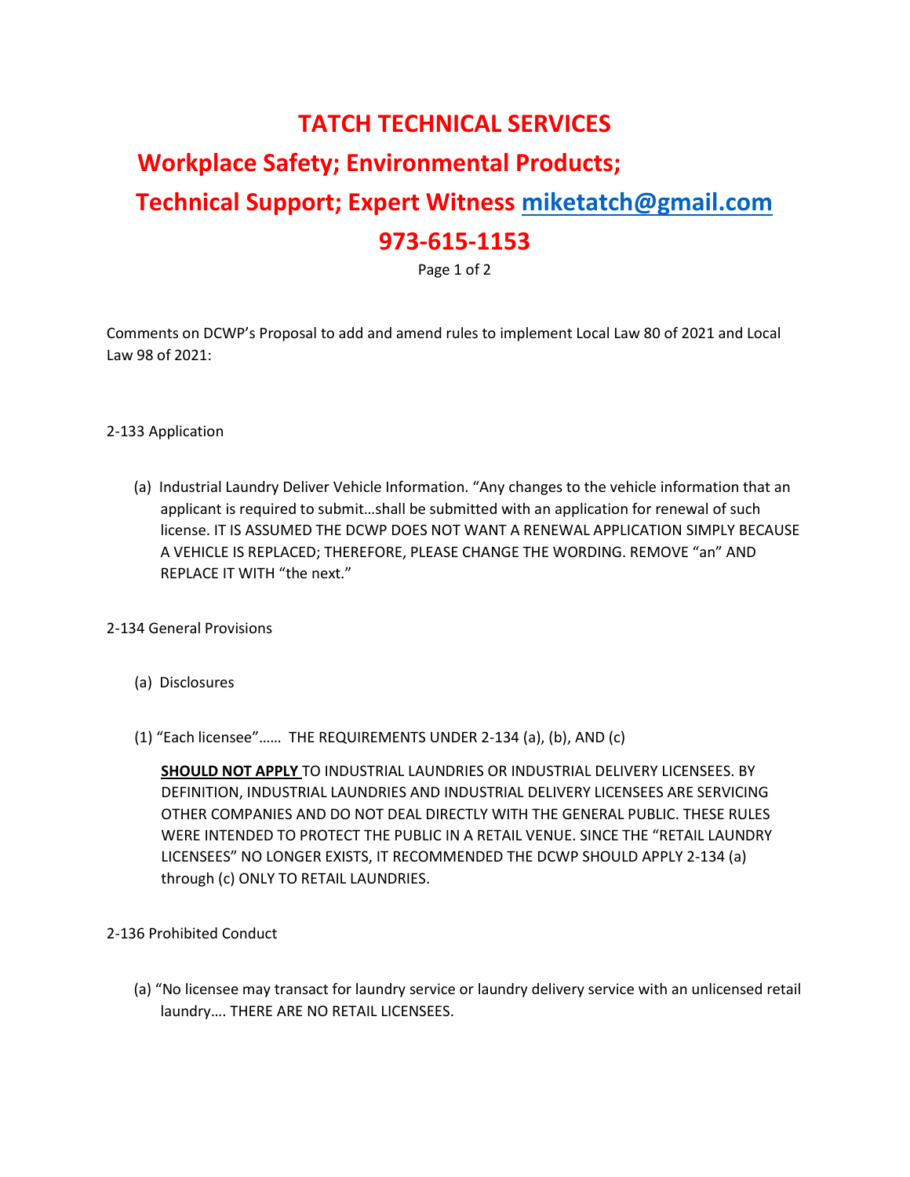# TATCH TECHNICAL SERVICES

## Workplace Safety; Environmental Products;

## Technical Support; Expert Witness miketatch@gmail.com

## 973-615-1153

Comments on DCWP's Proposal to add and amend rules to implement Local Law 80 of 2021 and Local Law 98 of 2021:

2-133 Application

(a) Industrial Laundry Deliver Vehicle Information. "Any changes to the vehicle information that an applicant is required to submit…shall be submitted with an application for renewal of such license. IT IS ASSUMED THE DCWP DOES NOT WANT A RENEWAL APPLICATION SIMPLY BECAUSE A VEHICLE IS REPLACED; THEREFORE, PLEASE CHANGE THE WORDING. REMOVE "an" AND REPLACE IT WITH "the next."

2-134 General Provisions

(a) Disclosures

(1) "Each licensee"…… THE REQUIREMENTS UNDER 2-134 (a), (b), AND (c)

**SHOULD NOT APPLY** TO INDUSTRIAL LAUNDRIES OR INDUSTRIAL DELIVERY LICENSEES. BY DEFINITION, INDUSTRIAL LAUNDRIES AND INDUSTRIAL DELIVERY LICENSEES ARE SERVICING OTHER COMPANIES AND DO NOT DEAL DIRECTLY WITH THE GENERAL PUBLIC. THESE RULES WERE INTENDED TO PROTECT THE PUBLIC IN A RETAIL VENUE. SINCE THE "RETAIL LAUNDRY LICENSEES" NO LONGER EXISTS, IT RECOMMENDED THE DCWP SHOULD APPLY 2-134 (a) through (c) ONLY TO RETAIL LAUNDRIES.

2-136 Prohibited Conduct

(a) "No licensee may transact for laundry service or laundry delivery service with an unlicensed retail laundry…. THERE ARE NO RETAIL LICENSEES.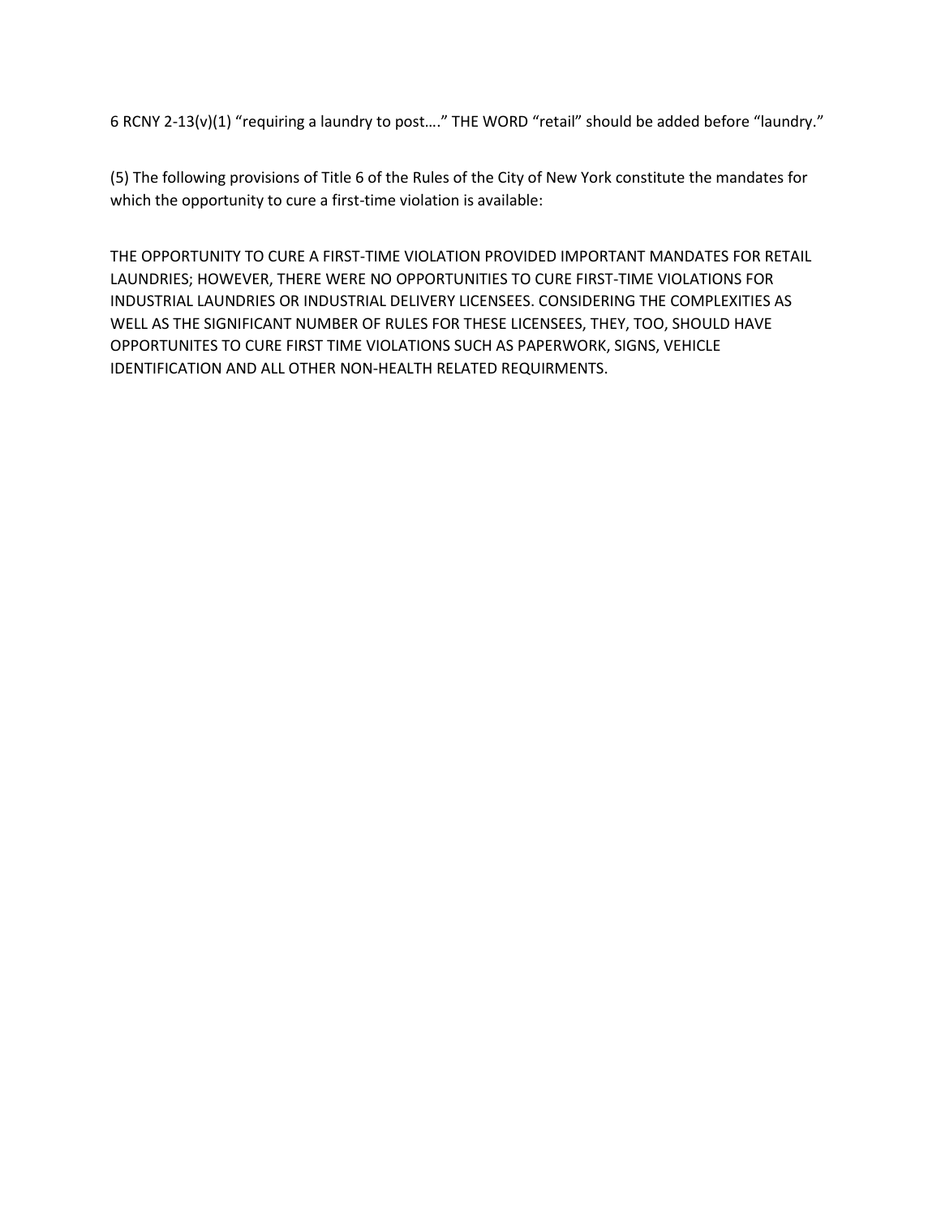6 RCNY 2-13(v)(1) "requiring a laundry to post…." THE WORD "retail" should be added before "laundry."

(5) The following provisions of Title 6 of the Rules of the City of New York constitute the mandates for which the opportunity to cure a first-time violation is available:

THE OPPORTUNITY TO CURE A FIRST-TIME VIOLATION PROVIDED IMPORTANT MANDATES FOR RETAIL LAUNDRIES; HOWEVER, THERE WERE NO OPPORTUNITIES TO CURE FIRST-TIME VIOLATIONS FOR INDUSTRIAL LAUNDRIES OR INDUSTRIAL DELIVERY LICENSEES. CONSIDERING THE COMPLEXITIES AS WELL AS THE SIGNIFICANT NUMBER OF RULES FOR THESE LICENSEES, THEY, TOO, SHOULD HAVE OPPORTUNITES TO CURE FIRST TIME VIOLATIONS SUCH AS PAPERWORK, SIGNS, VEHICLE IDENTIFICATION AND ALL OTHER NON-HEALTH RELATED REQUIRMENTS.